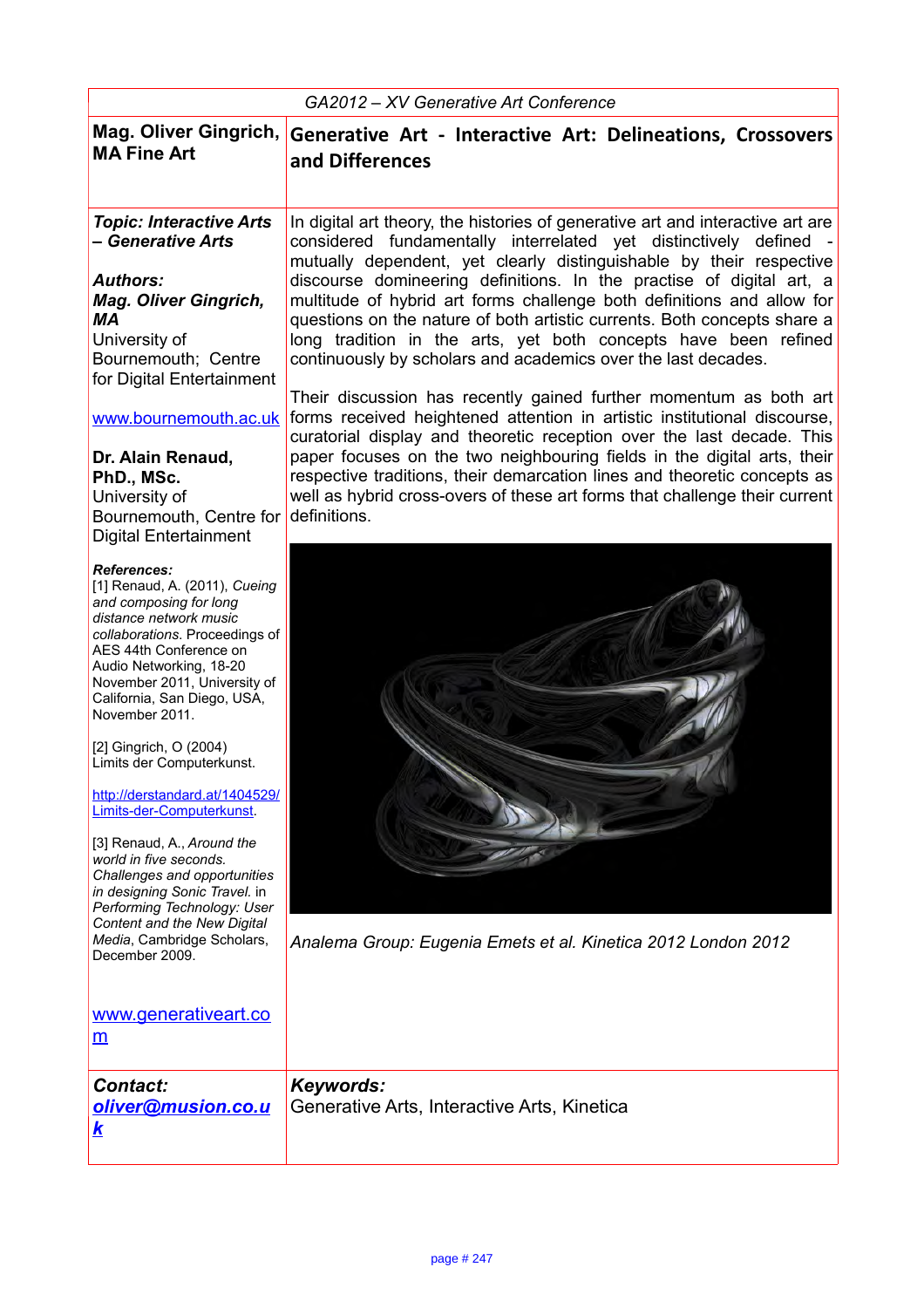GA2012 – XV Generative Art Conference

**Mag. Oliver Gingrich, MA Fine Art**

# Generative Art - Interactive Art: Delineations, Crossovers and Differences

***Topic: Interactive Arts – Generative Arts***

***Authors:***
***Mag. Oliver Gingrich, MA***
University of Bournemouth; Centre for Digital Entertainment

www.bournemouth.ac.uk

**Dr. Alain Renaud, PhD., MSc.**
University of Bournemouth, Centre for Digital Entertainment

In digital art theory, the histories of generative art and interactive art are considered fundamentally interrelated yet distinctively defined - mutually dependent, yet clearly distinguishable by their respective discourse domineering definitions. In the practise of digital art, a multitude of hybrid art forms challenge both definitions and allow for questions on the nature of both artistic currents. Both concepts share a long tradition in the arts, yet both concepts have been refined continuously by scholars and academics over the last decades.

Their discussion has recently gained further momentum as both art forms received heightened attention in artistic institutional discourse, curatorial display and theoretic reception over the last decade. This paper focuses on the two neighbouring fields in the digital arts, their respective traditions, their demarcation lines and theoretic concepts as well as hybrid cross-overs of these art forms that challenge their current definitions.

*Analema Group: Eugenia Emets et al. Kinetica 2012 London 2012*

***References:***

[1] Renaud, A. (2011), *Cueing and composing for long distance network music collaborations*. Proceedings of AES 44th Conference on Audio Networking, 18-20 November 2011, University of California, San Diego, USA, November 2011.

[2] Gingrich, O (2004) Limits der Computerkunst.

http://derstandard.at/1404529/Limits-der-Computerkunst.

[3] Renaud, A., *Around the world in five seconds. Challenges and opportunities in designing Sonic Travel.* in *Performing Technology: User Content and the New Digital Media*, Cambridge Scholars, December 2009.

www.generativeart.com

***Contact:***
***oliver@musion.co.uk***

***Keywords:***
Generative Arts, Interactive Arts, Kinetica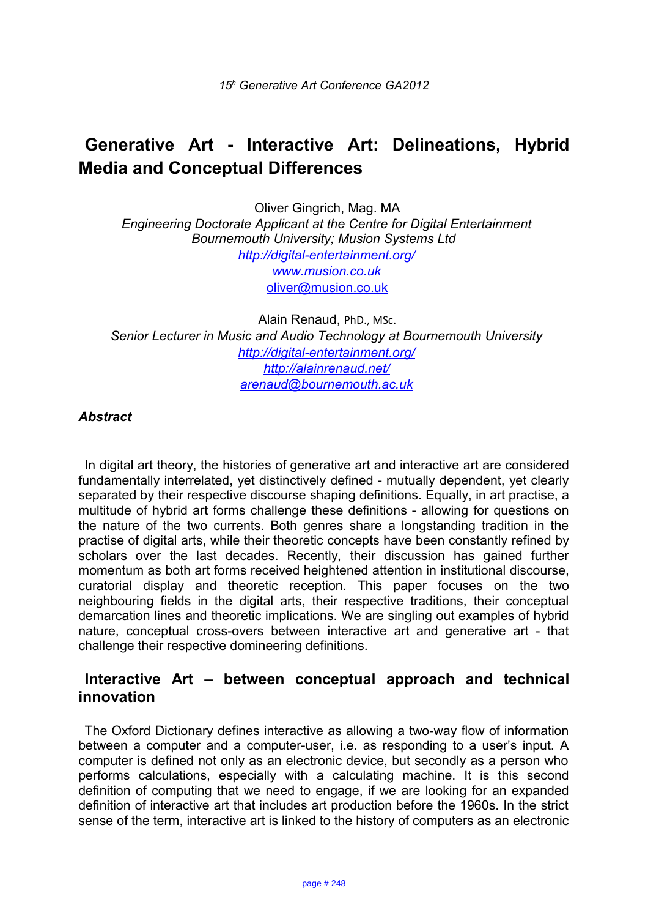# Generative Art - Interactive Art: Delineations, Hybrid Media and Conceptual Differences

Oliver Gingrich, Mag. MA
*Engineering Doctorate Applicant at the Centre for Digital Entertainment*
*Bournemouth University; Musion Systems Ltd*
*http://digital-entertainment.org/*
*www.musion.co.uk*
oliver@musion.co.uk

Alain Renaud, PhD., MSc.
*Senior Lecturer in Music and Audio Technology at Bournemouth University*
*http://digital-entertainment.org/*
*http://alainrenaud.net/*
*arenaud@bournemouth.ac.uk*

***Abstract***

In digital art theory, the histories of generative art and interactive art are considered fundamentally interrelated, yet distinctively defined - mutually dependent, yet clearly separated by their respective discourse shaping definitions. Equally, in art practise, a multitude of hybrid art forms challenge these definitions - allowing for questions on the nature of the two currents. Both genres share a longstanding tradition in the practise of digital arts, while their theoretic concepts have been constantly refined by scholars over the last decades. Recently, their discussion has gained further momentum as both art forms received heightened attention in institutional discourse, curatorial display and theoretic reception. This paper focuses on the two neighbouring fields in the digital arts, their respective traditions, their conceptual demarcation lines and theoretic implications. We are singling out examples of hybrid nature, conceptual cross-overs between interactive art and generative art - that challenge their respective domineering definitions.

## Interactive Art – between conceptual approach and technical innovation

The Oxford Dictionary defines interactive as allowing a two-way flow of information between a computer and a computer-user, i.e. as responding to a user's input. A computer is defined not only as an electronic device, but secondly as a person who performs calculations, especially with a calculating machine. It is this second definition of computing that we need to engage, if we are looking for an expanded definition of interactive art that includes art production before the 1960s. In the strict sense of the term, interactive art is linked to the history of computers as an electronic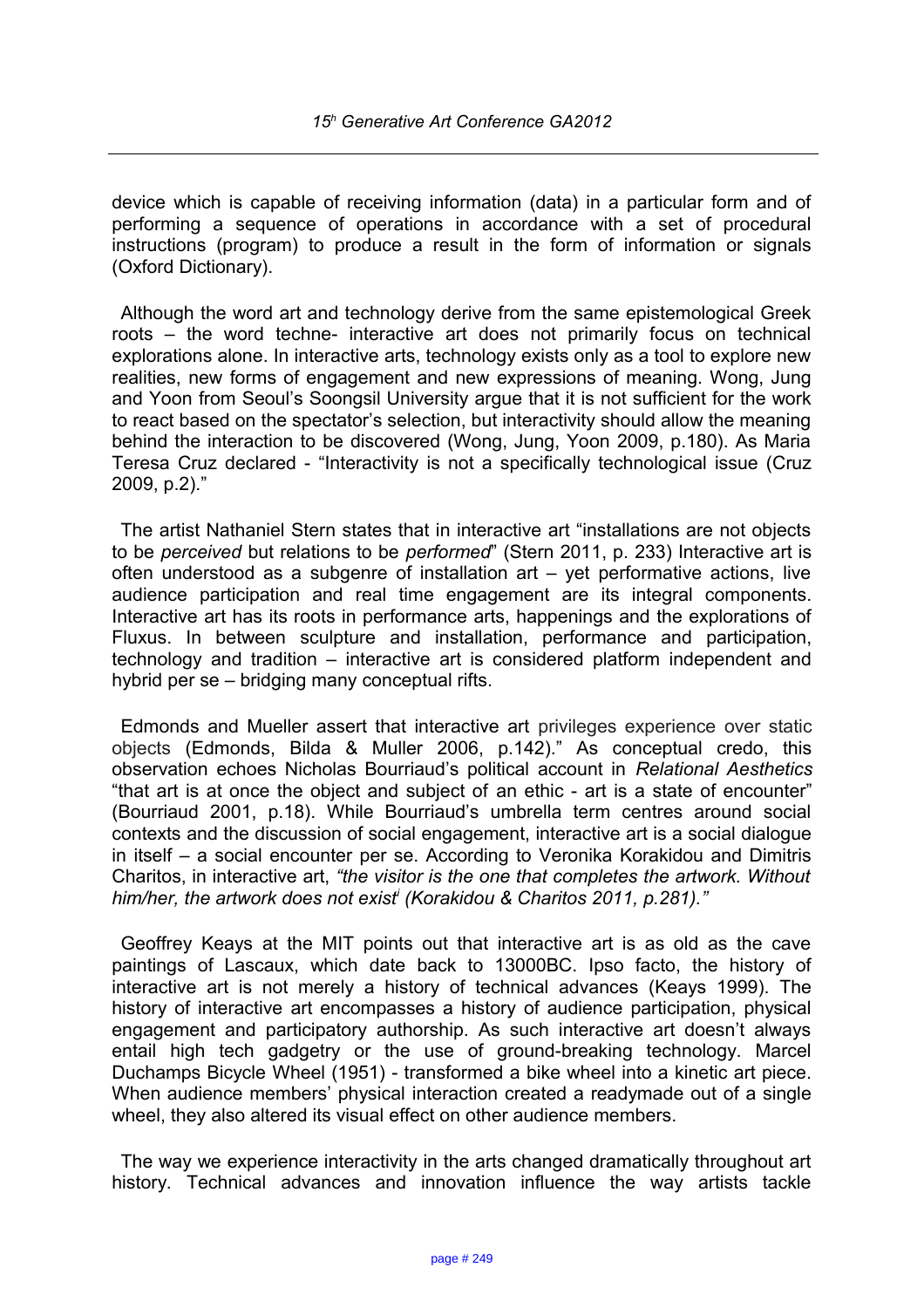device which is capable of receiving information (data) in a particular form and of performing a sequence of operations in accordance with a set of procedural instructions (program) to produce a result in the form of information or signals (Oxford Dictionary).

Although the word art and technology derive from the same epistemological Greek roots – the word techne- interactive art does not primarily focus on technical explorations alone. In interactive arts, technology exists only as a tool to explore new realities, new forms of engagement and new expressions of meaning. Wong, Jung and Yoon from Seoul's Soongsil University argue that it is not sufficient for the work to react based on the spectator's selection, but interactivity should allow the meaning behind the interaction to be discovered (Wong, Jung, Yoon 2009, p.180). As Maria Teresa Cruz declared - "Interactivity is not a specifically technological issue (Cruz 2009, p.2)."

The artist Nathaniel Stern states that in interactive art "installations are not objects to be *perceived* but relations to be *performed*" (Stern 2011, p. 233) Interactive art is often understood as a subgenre of installation art – yet performative actions, live audience participation and real time engagement are its integral components. Interactive art has its roots in performance arts, happenings and the explorations of Fluxus. In between sculpture and installation, performance and participation, technology and tradition – interactive art is considered platform independent and hybrid per se – bridging many conceptual rifts.

Edmonds and Mueller assert that interactive art privileges experience over static objects (Edmonds, Bilda & Muller 2006, p.142)." As conceptual credo, this observation echoes Nicholas Bourriaud's political account in *Relational Aesthetics* "that art is at once the object and subject of an ethic - art is a state of encounter" (Bourriaud 2001, p.18). While Bourriaud's umbrella term centres around social contexts and the discussion of social engagement, interactive art is a social dialogue in itself – a social encounter per se. According to Veronika Korakidou and Dimitris Charitos, in interactive art, *"the visitor is the one that completes the artwork. Without him/her, the artwork does not exist*[i] *(Korakidou & Charitos 2011, p.281)."*

Geoffrey Keays at the MIT points out that interactive art is as old as the cave paintings of Lascaux, which date back to 13000BC. Ipso facto, the history of interactive art is not merely a history of technical advances (Keays 1999). The history of interactive art encompasses a history of audience participation, physical engagement and participatory authorship. As such interactive art doesn't always entail high tech gadgetry or the use of ground-breaking technology. Marcel Duchamps Bicycle Wheel (1951) - transformed a bike wheel into a kinetic art piece. When audience members' physical interaction created a readymade out of a single wheel, they also altered its visual effect on other audience members.

The way we experience interactivity in the arts changed dramatically throughout art history. Technical advances and innovation influence the way artists tackle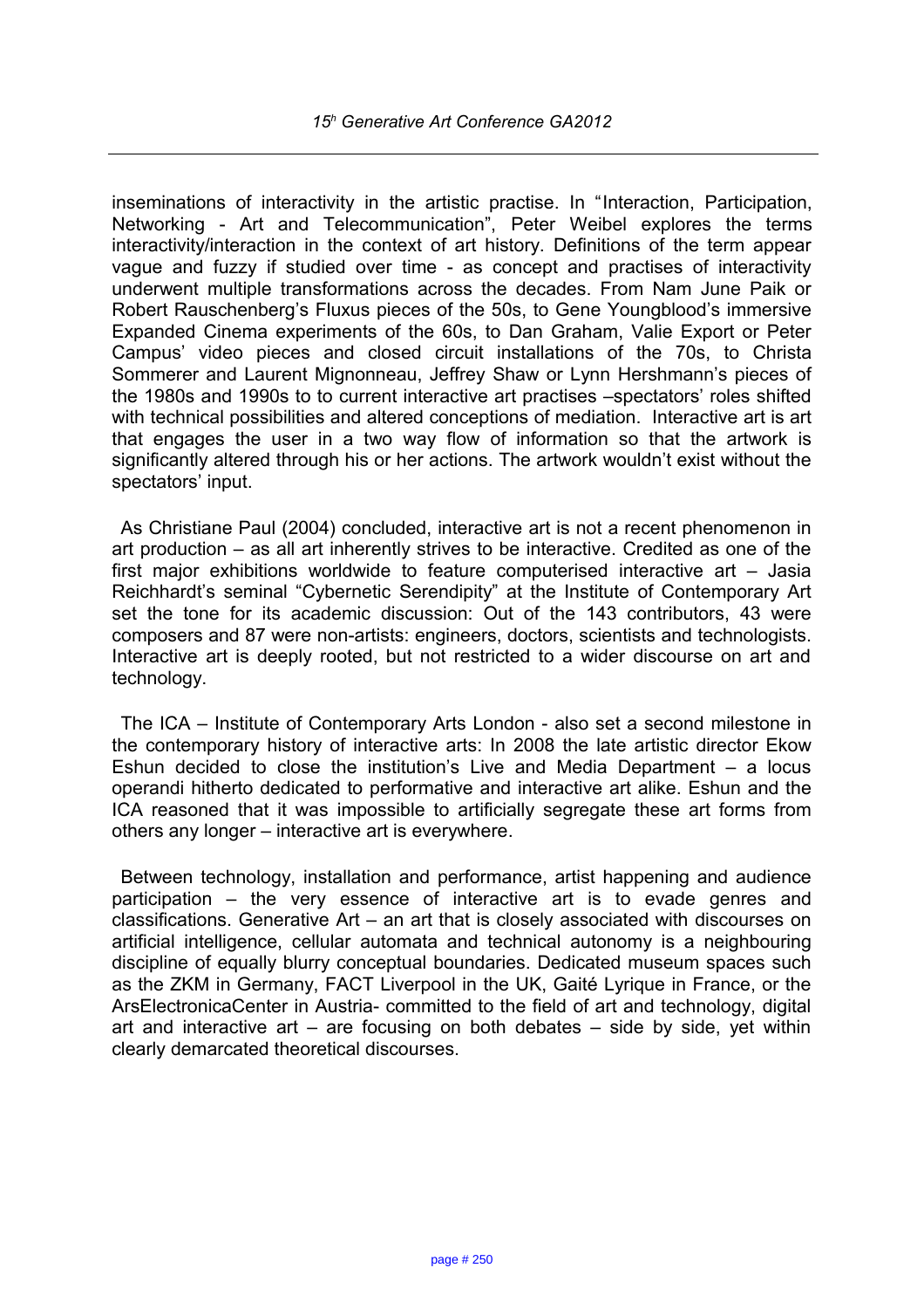inseminations of interactivity in the artistic practise. In "Interaction, Participation, Networking - Art and Telecommunication", Peter Weibel explores the terms interactivity/interaction in the context of art history. Definitions of the term appear vague and fuzzy if studied over time - as concept and practises of interactivity underwent multiple transformations across the decades. From Nam June Paik or Robert Rauschenberg's Fluxus pieces of the 50s, to Gene Youngblood's immersive Expanded Cinema experiments of the 60s, to Dan Graham, Valie Export or Peter Campus' video pieces and closed circuit installations of the 70s, to Christa Sommerer and Laurent Mignonneau, Jeffrey Shaw or Lynn Hershmann's pieces of the 1980s and 1990s to to current interactive art practises –spectators' roles shifted with technical possibilities and altered conceptions of mediation. Interactive art is art that engages the user in a two way flow of information so that the artwork is significantly altered through his or her actions. The artwork wouldn't exist without the spectators' input.

As Christiane Paul (2004) concluded, interactive art is not a recent phenomenon in art production – as all art inherently strives to be interactive. Credited as one of the first major exhibitions worldwide to feature computerised interactive art – Jasia Reichhardt's seminal "Cybernetic Serendipity" at the Institute of Contemporary Art set the tone for its academic discussion: Out of the 143 contributors, 43 were composers and 87 were non-artists: engineers, doctors, scientists and technologists. Interactive art is deeply rooted, but not restricted to a wider discourse on art and technology.

The ICA – Institute of Contemporary Arts London - also set a second milestone in the contemporary history of interactive arts: In 2008 the late artistic director Ekow Eshun decided to close the institution's Live and Media Department – a locus operandi hitherto dedicated to performative and interactive art alike. Eshun and the ICA reasoned that it was impossible to artificially segregate these art forms from others any longer – interactive art is everywhere.

Between technology, installation and performance, artist happening and audience participation – the very essence of interactive art is to evade genres and classifications. Generative Art – an art that is closely associated with discourses on artificial intelligence, cellular automata and technical autonomy is a neighbouring discipline of equally blurry conceptual boundaries. Dedicated museum spaces such as the ZKM in Germany, FACT Liverpool in the UK, Gaité Lyrique in France, or the ArsElectronicaCenter in Austria- committed to the field of art and technology, digital art and interactive art – are focusing on both debates – side by side, yet within clearly demarcated theoretical discourses.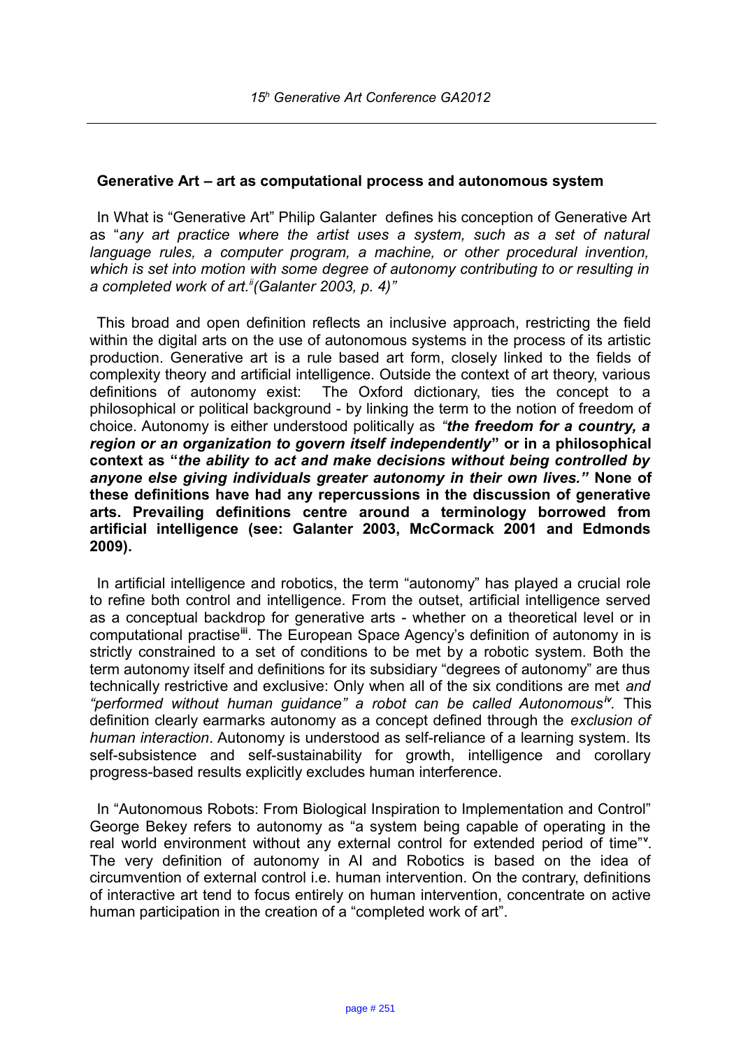## Generative Art – art as computational process and autonomous system

In What is "Generative Art" Philip Galanter defines his conception of Generative Art as "*any art practice where the artist uses a system, such as a set of natural language rules, a computer program, a machine, or other procedural invention, which is set into motion with some degree of autonomy contributing to or resulting in a completed work of art.*[ii] *(Galanter 2003, p. 4)*"

This broad and open definition reflects an inclusive approach, restricting the field within the digital arts on the use of autonomous systems in the process of its artistic production. Generative art is a rule based art form, closely linked to the fields of complexity theory and artificial intelligence. Outside the context of art theory, various definitions of autonomy exist: The Oxford dictionary, ties the concept to a philosophical or political background - by linking the term to the notion of freedom of choice. Autonomy is either understood politically as *"**the freedom for a country, a region or an organization to govern itself independently**"* **or in a philosophical context as "*the ability to act and make decisions without being controlled by anyone else giving individuals greater autonomy in their own lives.*" None of these definitions have had any repercussions in the discussion of generative arts. Prevailing definitions centre around a terminology borrowed from artificial intelligence (see: Galanter 2003, McCormack 2001 and Edmonds 2009).**

In artificial intelligence and robotics, the term "autonomy" has played a crucial role to refine both control and intelligence. From the outset, artificial intelligence served as a conceptual backdrop for generative arts - whether on a theoretical level or in computational practise[iii]. The European Space Agency's definition of autonomy in is strictly constrained to a set of conditions to be met by a robotic system. Both the term autonomy itself and definitions for its subsidiary "degrees of autonomy" are thus technically restrictive and exclusive: Only when all of the six conditions are met *and "performed without human guidance" a robot can be called Autonomous*[iv]*.* This definition clearly earmarks autonomy as a concept defined through the *exclusion of human interaction*. Autonomy is understood as self-reliance of a learning system. Its self-subsistence and self-sustainability for growth, intelligence and corollary progress-based results explicitly excludes human interference.

In "Autonomous Robots: From Biological Inspiration to Implementation and Control" George Bekey refers to autonomy as "a system being capable of operating in the real world environment without any external control for extended period of time"[v]. The very definition of autonomy in AI and Robotics is based on the idea of circumvention of external control i.e. human intervention. On the contrary, definitions of interactive art tend to focus entirely on human intervention, concentrate on active human participation in the creation of a "completed work of art".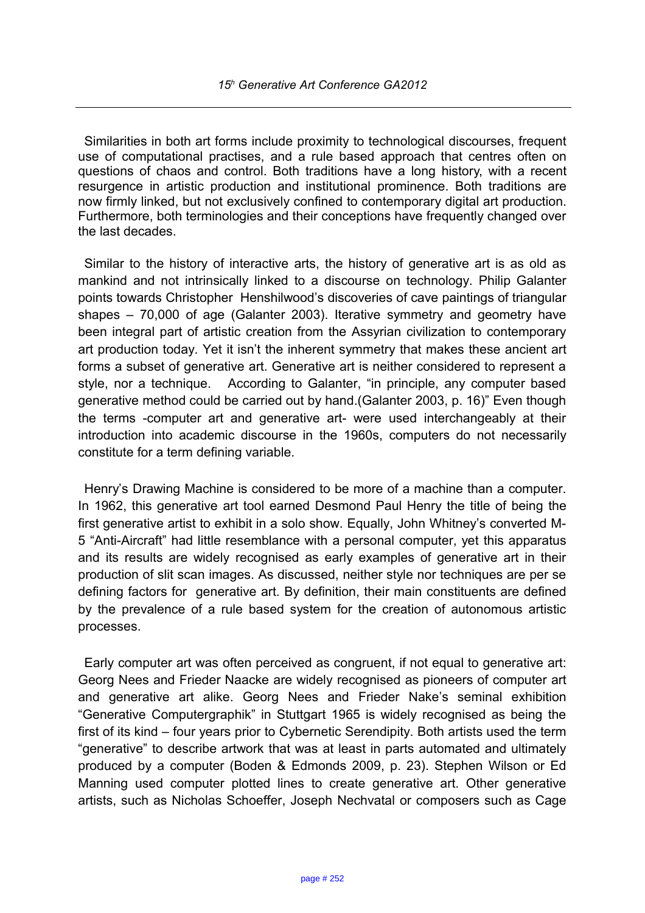Similarities in both art forms include proximity to technological discourses, frequent use of computational practises, and a rule based approach that centres often on questions of chaos and control. Both traditions have a long history, with a recent resurgence in artistic production and institutional prominence. Both traditions are now firmly linked, but not exclusively confined to contemporary digital art production. Furthermore, both terminologies and their conceptions have frequently changed over the last decades.

Similar to the history of interactive arts, the history of generative art is as old as mankind and not intrinsically linked to a discourse on technology. Philip Galanter points towards Christopher Henshilwood's discoveries of cave paintings of triangular shapes – 70,000 of age (Galanter 2003). Iterative symmetry and geometry have been integral part of artistic creation from the Assyrian civilization to contemporary art production today. Yet it isn't the inherent symmetry that makes these ancient art forms a subset of generative art. Generative art is neither considered to represent a style, nor a technique. According to Galanter, "in principle, any computer based generative method could be carried out by hand.(Galanter 2003, p. 16)" Even though the terms -computer art and generative art- were used interchangeably at their introduction into academic discourse in the 1960s, computers do not necessarily constitute for a term defining variable.

Henry's Drawing Machine is considered to be more of a machine than a computer. In 1962, this generative art tool earned Desmond Paul Henry the title of being the first generative artist to exhibit in a solo show. Equally, John Whitney's converted M-5 "Anti-Aircraft" had little resemblance with a personal computer, yet this apparatus and its results are widely recognised as early examples of generative art in their production of slit scan images. As discussed, neither style nor techniques are per se defining factors for generative art. By definition, their main constituents are defined by the prevalence of a rule based system for the creation of autonomous artistic processes.

Early computer art was often perceived as congruent, if not equal to generative art: Georg Nees and Frieder Naacke are widely recognised as pioneers of computer art and generative art alike. Georg Nees and Frieder Nake's seminal exhibition "Generative Computergraphik" in Stuttgart 1965 is widely recognised as being the first of its kind – four years prior to Cybernetic Serendipity. Both artists used the term "generative" to describe artwork that was at least in parts automated and ultimately produced by a computer (Boden & Edmonds 2009, p. 23). Stephen Wilson or Ed Manning used computer plotted lines to create generative art. Other generative artists, such as Nicholas Schoeffer, Joseph Nechvatal or composers such as Cage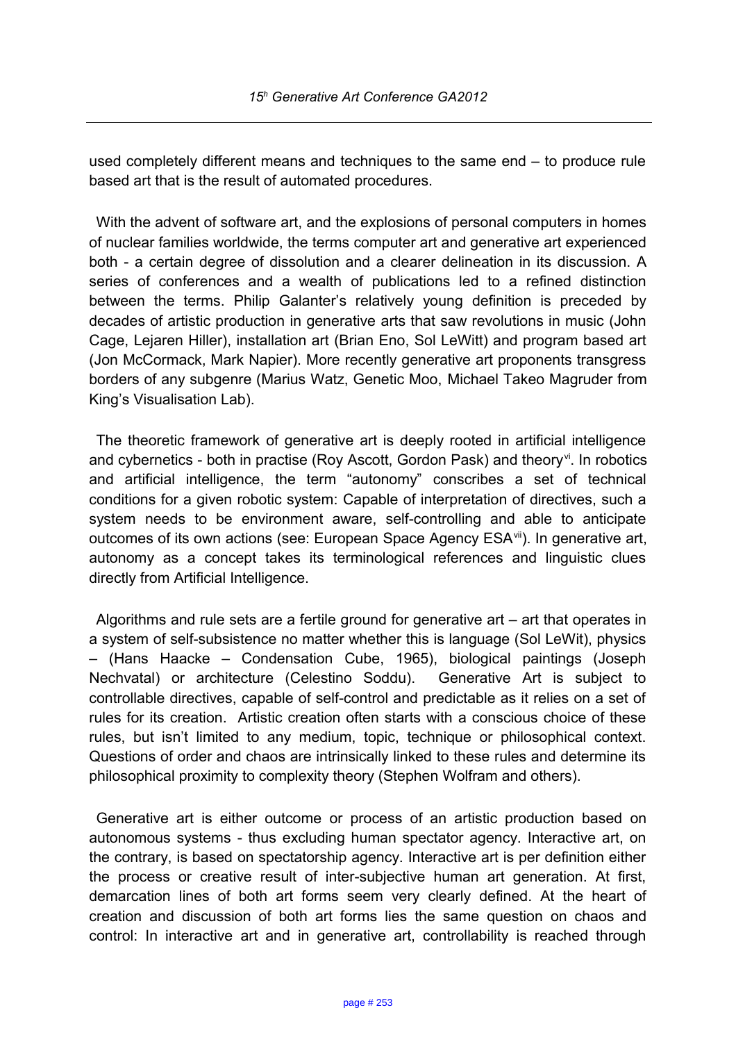used completely different means and techniques to the same end – to produce rule based art that is the result of automated procedures.

With the advent of software art, and the explosions of personal computers in homes of nuclear families worldwide, the terms computer art and generative art experienced both - a certain degree of dissolution and a clearer delineation in its discussion. A series of conferences and a wealth of publications led to a refined distinction between the terms. Philip Galanter's relatively young definition is preceded by decades of artistic production in generative arts that saw revolutions in music (John Cage, Lejaren Hiller), installation art (Brian Eno, Sol LeWitt) and program based art (Jon McCormack, Mark Napier). More recently generative art proponents transgress borders of any subgenre (Marius Watz, Genetic Moo, Michael Takeo Magruder from King's Visualisation Lab).

The theoretic framework of generative art is deeply rooted in artificial intelligence and cybernetics - both in practise (Roy Ascott, Gordon Pask) and theory[vi]. In robotics and artificial intelligence, the term "autonomy" conscribes a set of technical conditions for a given robotic system: Capable of interpretation of directives, such a system needs to be environment aware, self-controlling and able to anticipate outcomes of its own actions (see: European Space Agency ESA[vii]). In generative art, autonomy as a concept takes its terminological references and linguistic clues directly from Artificial Intelligence.

Algorithms and rule sets are a fertile ground for generative art – art that operates in a system of self-subsistence no matter whether this is language (Sol LeWit), physics – (Hans Haacke – Condensation Cube, 1965), biological paintings (Joseph Nechvatal) or architecture (Celestino Soddu). Generative Art is subject to controllable directives, capable of self-control and predictable as it relies on a set of rules for its creation. Artistic creation often starts with a conscious choice of these rules, but isn't limited to any medium, topic, technique or philosophical context. Questions of order and chaos are intrinsically linked to these rules and determine its philosophical proximity to complexity theory (Stephen Wolfram and others).

Generative art is either outcome or process of an artistic production based on autonomous systems - thus excluding human spectator agency. Interactive art, on the contrary, is based on spectatorship agency. Interactive art is per definition either the process or creative result of inter-subjective human art generation. At first, demarcation lines of both art forms seem very clearly defined. At the heart of creation and discussion of both art forms lies the same question on chaos and control: In interactive art and in generative art, controllability is reached through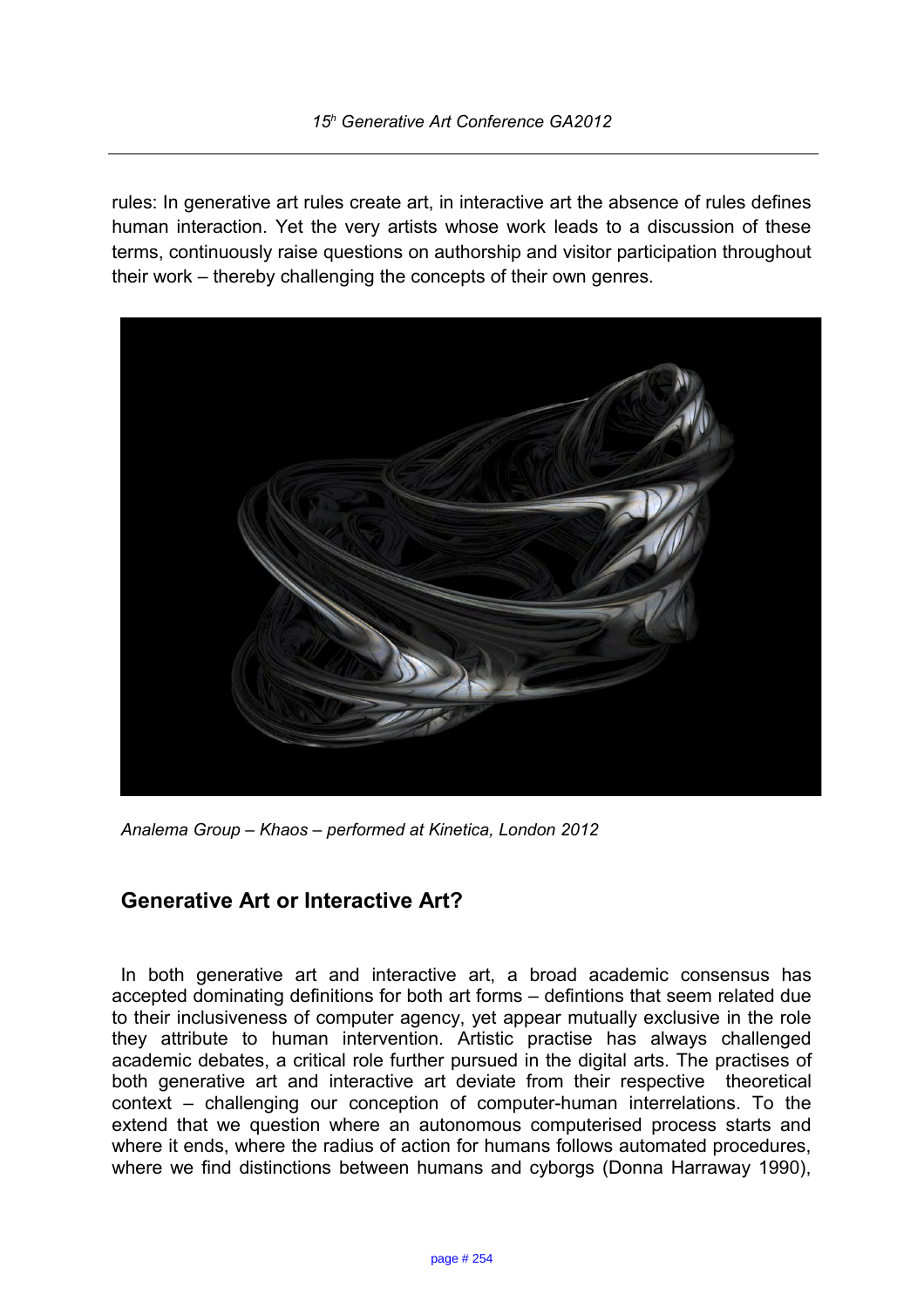rules: In generative art rules create art, in interactive art the absence of rules defines human interaction. Yet the very artists whose work leads to a discussion of these terms, continuously raise questions on authorship and visitor participation throughout their work – thereby challenging the concepts of their own genres.

*Analema Group – Khaos – performed at Kinetica, London 2012*

## Generative Art or Interactive Art?

In both generative art and interactive art, a broad academic consensus has accepted dominating definitions for both art forms – defintions that seem related due to their inclusiveness of computer agency, yet appear mutually exclusive in the role they attribute to human intervention. Artistic practise has always challenged academic debates, a critical role further pursued in the digital arts. The practises of both generative art and interactive art deviate from their respective theoretical context – challenging our conception of computer-human interrelations. To the extend that we question where an autonomous computerised process starts and where it ends, where the radius of action for humans follows automated procedures, where we find distinctions between humans and cyborgs (Donna Harraway 1990),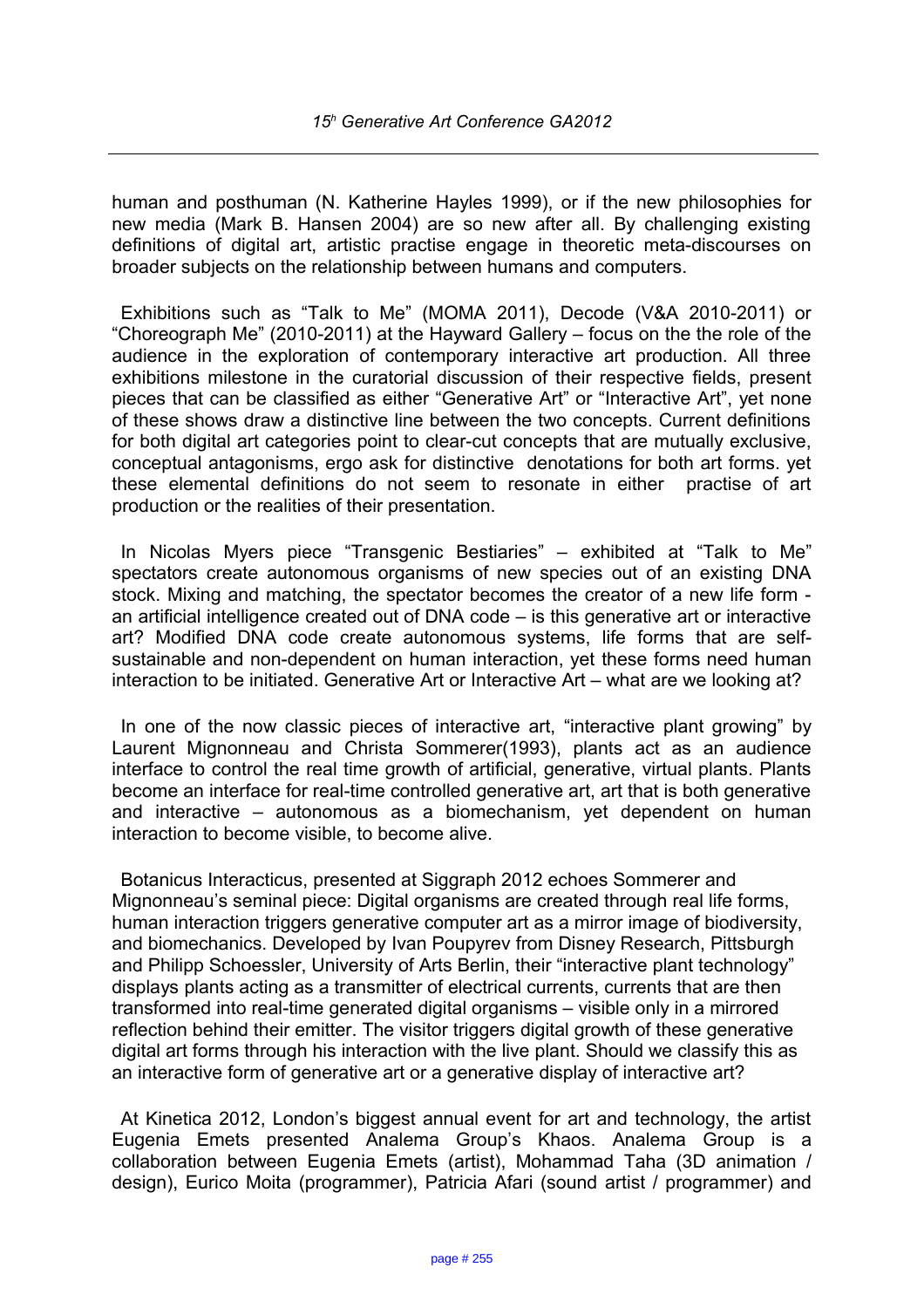human and posthuman (N. Katherine Hayles 1999), or if the new philosophies for new media (Mark B. Hansen 2004) are so new after all. By challenging existing definitions of digital art, artistic practise engage in theoretic meta-discourses on broader subjects on the relationship between humans and computers.

Exhibitions such as “Talk to Me” (MOMA 2011), Decode (V&A 2010-2011) or “Choreograph Me” (2010-2011) at the Hayward Gallery – focus on the the role of the audience in the exploration of contemporary interactive art production. All three exhibitions milestone in the curatorial discussion of their respective fields, present pieces that can be classified as either “Generative Art” or “Interactive Art”, yet none of these shows draw a distinctive line between the two concepts. Current definitions for both digital art categories point to clear-cut concepts that are mutually exclusive, conceptual antagonisms, ergo ask for distinctive denotations for both art forms. yet these elemental definitions do not seem to resonate in either practise of art production or the realities of their presentation.

In Nicolas Myers piece “Transgenic Bestiaries” – exhibited at “Talk to Me” spectators create autonomous organisms of new species out of an existing DNA stock. Mixing and matching, the spectator becomes the creator of a new life form - an artificial intelligence created out of DNA code – is this generative art or interactive art? Modified DNA code create autonomous systems, life forms that are self-sustainable and non-dependent on human interaction, yet these forms need human interaction to be initiated. Generative Art or Interactive Art – what are we looking at?

In one of the now classic pieces of interactive art, “interactive plant growing” by Laurent Mignonneau and Christa Sommerer(1993), plants act as an audience interface to control the real time growth of artificial, generative, virtual plants. Plants become an interface for real-time controlled generative art, art that is both generative and interactive – autonomous as a biomechanism, yet dependent on human interaction to become visible, to become alive.

Botanicus Interacticus, presented at Siggraph 2012 echoes Sommerer and Mignonneau’s seminal piece: Digital organisms are created through real life forms, human interaction triggers generative computer art as a mirror image of biodiversity, and biomechanics. Developed by Ivan Poupyrev from Disney Research, Pittsburgh and Philipp Schoessler, University of Arts Berlin, their “interactive plant technology” displays plants acting as a transmitter of electrical currents, currents that are then transformed into real-time generated digital organisms – visible only in a mirrored reflection behind their emitter. The visitor triggers digital growth of these generative digital art forms through his interaction with the live plant. Should we classify this as an interactive form of generative art or a generative display of interactive art?

At Kinetica 2012, London’s biggest annual event for art and technology, the artist Eugenia Emets presented Analema Group’s Khaos. Analema Group is a collaboration between Eugenia Emets (artist), Mohammad Taha (3D animation / design), Eurico Moita (programmer), Patricia Afari (sound artist / programmer) and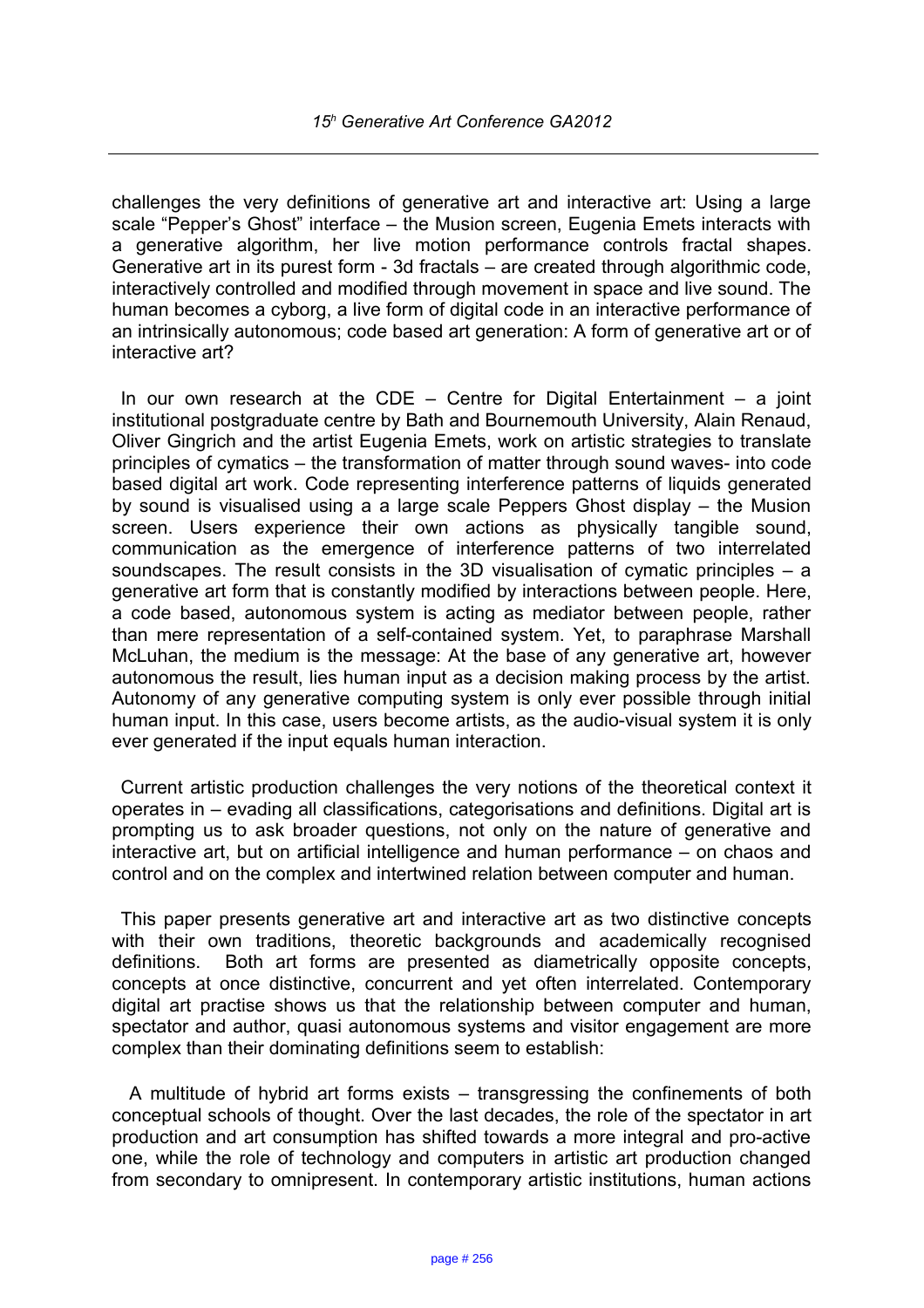challenges the very definitions of generative art and interactive art: Using a large scale "Pepper's Ghost" interface – the Musion screen, Eugenia Emets interacts with a generative algorithm, her live motion performance controls fractal shapes. Generative art in its purest form - 3d fractals – are created through algorithmic code, interactively controlled and modified through movement in space and live sound. The human becomes a cyborg, a live form of digital code in an interactive performance of an intrinsically autonomous; code based art generation: A form of generative art or of interactive art?

In our own research at the CDE – Centre for Digital Entertainment – a joint institutional postgraduate centre by Bath and Bournemouth University, Alain Renaud, Oliver Gingrich and the artist Eugenia Emets, work on artistic strategies to translate principles of cymatics – the transformation of matter through sound waves- into code based digital art work. Code representing interference patterns of liquids generated by sound is visualised using a a large scale Peppers Ghost display – the Musion screen. Users experience their own actions as physically tangible sound, communication as the emergence of interference patterns of two interrelated soundscapes. The result consists in the 3D visualisation of cymatic principles – a generative art form that is constantly modified by interactions between people. Here, a code based, autonomous system is acting as mediator between people, rather than mere representation of a self-contained system. Yet, to paraphrase Marshall McLuhan, the medium is the message: At the base of any generative art, however autonomous the result, lies human input as a decision making process by the artist. Autonomy of any generative computing system is only ever possible through initial human input. In this case, users become artists, as the audio-visual system it is only ever generated if the input equals human interaction.

Current artistic production challenges the very notions of the theoretical context it operates in – evading all classifications, categorisations and definitions. Digital art is prompting us to ask broader questions, not only on the nature of generative and interactive art, but on artificial intelligence and human performance – on chaos and control and on the complex and intertwined relation between computer and human.

This paper presents generative art and interactive art as two distinctive concepts with their own traditions, theoretic backgrounds and academically recognised definitions. Both art forms are presented as diametrically opposite concepts, concepts at once distinctive, concurrent and yet often interrelated. Contemporary digital art practise shows us that the relationship between computer and human, spectator and author, quasi autonomous systems and visitor engagement are more complex than their dominating definitions seem to establish:

A multitude of hybrid art forms exists – transgressing the confinements of both conceptual schools of thought. Over the last decades, the role of the spectator in art production and art consumption has shifted towards a more integral and pro-active one, while the role of technology and computers in artistic art production changed from secondary to omnipresent. In contemporary artistic institutions, human actions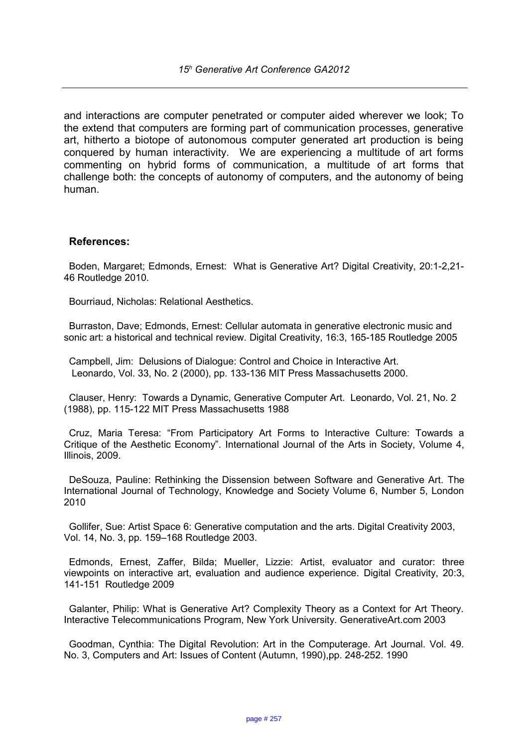and interactions are computer penetrated or computer aided wherever we look; To the extend that computers are forming part of communication processes, generative art, hitherto a biotope of autonomous computer generated art production is being conquered by human interactivity. We are experiencing a multitude of art forms commenting on hybrid forms of communication, a multitude of art forms that challenge both: the concepts of autonomy of computers, and the autonomy of being human.

**References:**

Boden, Margaret; Edmonds, Ernest: What is Generative Art? Digital Creativity, 20:1-2,21-46 Routledge 2010.

Bourriaud, Nicholas: Relational Aesthetics.

Burraston, Dave; Edmonds, Ernest: Cellular automata in generative electronic music and sonic art: a historical and technical review. Digital Creativity, 16:3, 165-185 Routledge 2005

Campbell, Jim: Delusions of Dialogue: Control and Choice in Interactive Art. Leonardo, Vol. 33, No. 2 (2000), pp. 133-136 MIT Press Massachusetts 2000.

Clauser, Henry: Towards a Dynamic, Generative Computer Art. Leonardo, Vol. 21, No. 2 (1988), pp. 115-122 MIT Press Massachusetts 1988

Cruz, Maria Teresa: "From Participatory Art Forms to Interactive Culture: Towards a Critique of the Aesthetic Economy". International Journal of the Arts in Society, Volume 4, Illinois, 2009.

DeSouza, Pauline: Rethinking the Dissension between Software and Generative Art. The International Journal of Technology, Knowledge and Society Volume 6, Number 5, London 2010

Gollifer, Sue: Artist Space 6: Generative computation and the arts. Digital Creativity 2003, Vol. 14, No. 3, pp. 159–168 Routledge 2003.

Edmonds, Ernest, Zaffer, Bilda; Mueller, Lizzie: Artist, evaluator and curator: three viewpoints on interactive art, evaluation and audience experience. Digital Creativity, 20:3, 141-151 Routledge 2009

Galanter, Philip: What is Generative Art? Complexity Theory as a Context for Art Theory. Interactive Telecommunications Program, New York University. GenerativeArt.com 2003

Goodman, Cynthia: The Digital Revolution: Art in the Computerage. Art Journal. Vol. 49. No. 3, Computers and Art: Issues of Content (Autumn, 1990),pp. 248-252. 1990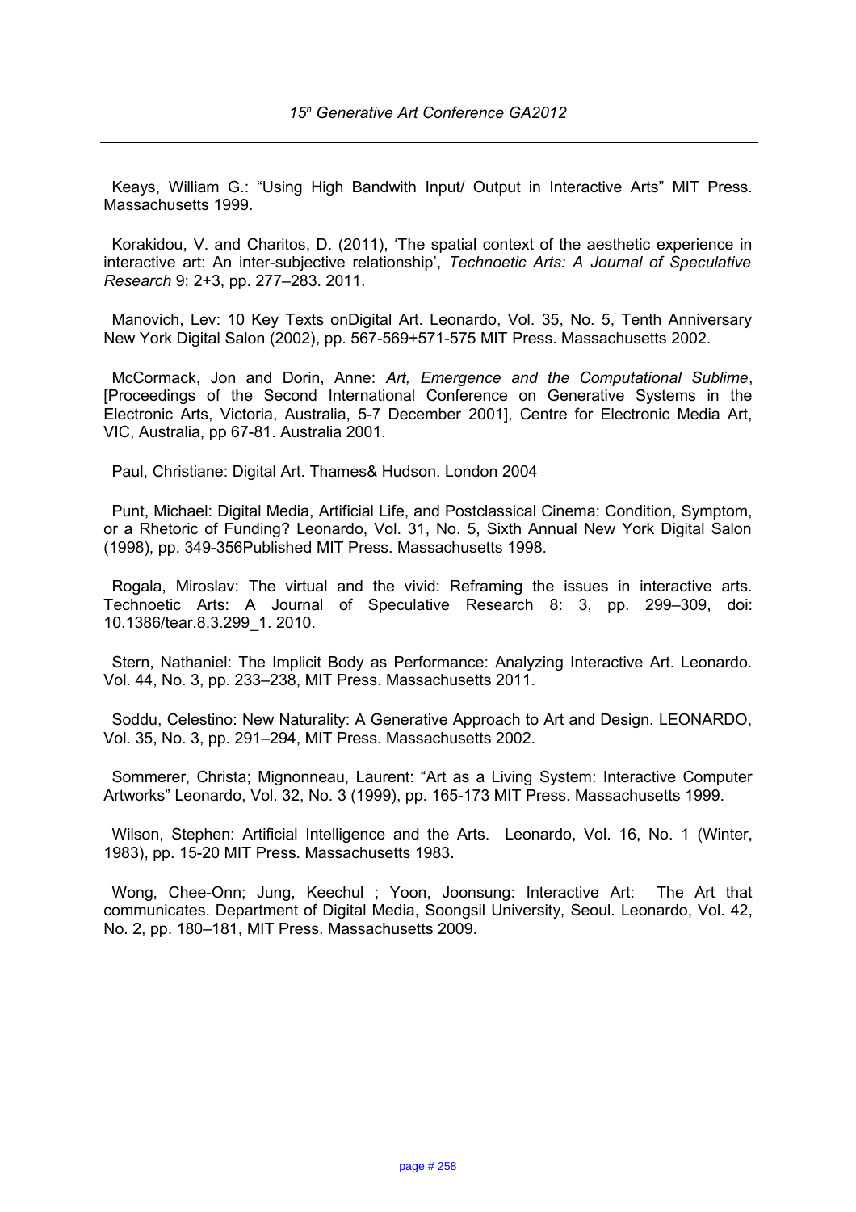Keays, William G.: “Using High Bandwith Input/ Output in Interactive Arts” MIT Press. Massachusetts 1999.

Korakidou, V. and Charitos, D. (2011), ‘The spatial context of the aesthetic experience in interactive art: An inter-subjective relationship’, *Technoetic Arts: A Journal of Speculative Research* 9: 2+3, pp. 277–283. 2011.

Manovich, Lev: 10 Key Texts onDigital Art. Leonardo, Vol. 35, No. 5, Tenth Anniversary New York Digital Salon (2002), pp. 567-569+571-575 MIT Press. Massachusetts 2002.

McCormack, Jon and Dorin, Anne: *Art, Emergence and the Computational Sublime*, [Proceedings of the Second International Conference on Generative Systems in the Electronic Arts, Victoria, Australia, 5-7 December 2001], Centre for Electronic Media Art, VIC, Australia, pp 67-81. Australia 2001.

Paul, Christiane: Digital Art. Thames& Hudson. London 2004

Punt, Michael: Digital Media, Artificial Life, and Postclassical Cinema: Condition, Symptom, or a Rhetoric of Funding? Leonardo, Vol. 31, No. 5, Sixth Annual New York Digital Salon (1998), pp. 349-356Published MIT Press. Massachusetts 1998.

Rogala, Miroslav: The virtual and the vivid: Reframing the issues in interactive arts. Technoetic Arts: A Journal of Speculative Research 8: 3, pp. 299–309, doi: 10.1386/tear.8.3.299_1. 2010.

Stern, Nathaniel: The Implicit Body as Performance: Analyzing Interactive Art. Leonardo. Vol. 44, No. 3, pp. 233–238, MIT Press. Massachusetts 2011.

Soddu, Celestino: New Naturality: A Generative Approach to Art and Design. LEONARDO, Vol. 35, No. 3, pp. 291–294, MIT Press. Massachusetts 2002.

Sommerer, Christa; Mignonneau, Laurent: “Art as a Living System: Interactive Computer Artworks” Leonardo, Vol. 32, No. 3 (1999), pp. 165-173 MIT Press. Massachusetts 1999.

Wilson, Stephen: Artificial Intelligence and the Arts. Leonardo, Vol. 16, No. 1 (Winter, 1983), pp. 15-20 MIT Press. Massachusetts 1983.

Wong, Chee-Onn; Jung, Keechul ; Yoon, Joonsung: Interactive Art: The Art that communicates. Department of Digital Media, Soongsil University, Seoul. Leonardo, Vol. 42, No. 2, pp. 180–181, MIT Press. Massachusetts 2009.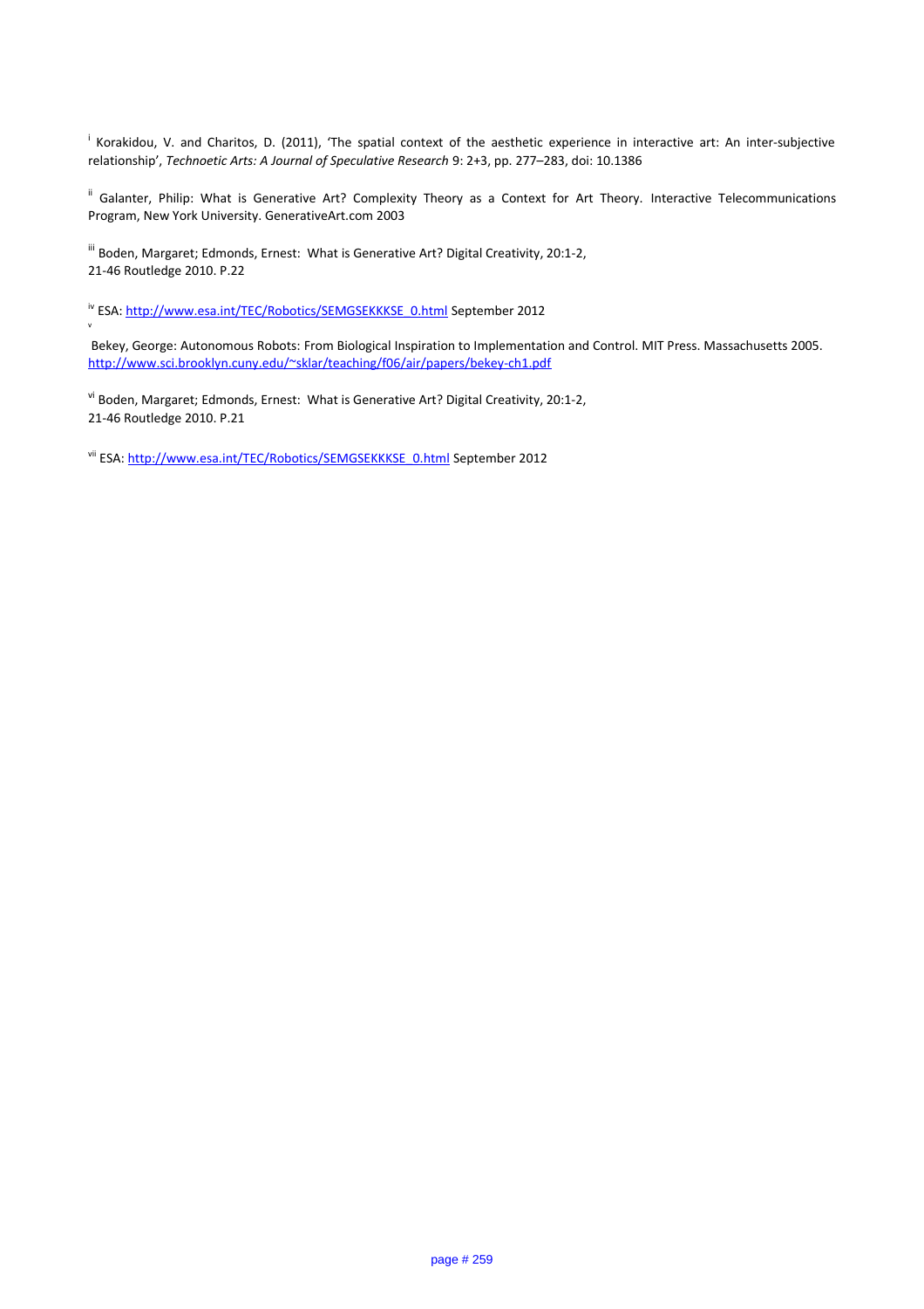[i] Korakidou, V. and Charitos, D. (2011), 'The spatial context of the aesthetic experience in interactive art: An inter-subjective relationship', *Technoetic Arts: A Journal of Speculative Research* 9: 2+3, pp. 277–283, doi: 10.1386

[ii] Galanter, Philip: What is Generative Art? Complexity Theory as a Context for Art Theory. Interactive Telecommunications Program, New York University. GenerativeArt.com 2003

[iii] Boden, Margaret; Edmonds, Ernest: What is Generative Art? Digital Creativity, 20:1-2, 21-46 Routledge 2010. P.22

[iv] ESA: http://www.esa.int/TEC/Robotics/SEMGSEKKKSE_0.html September 2012

[v] Bekey, George: Autonomous Robots: From Biological Inspiration to Implementation and Control. MIT Press. Massachusetts 2005. http://www.sci.brooklyn.cuny.edu/~sklar/teaching/f06/air/papers/bekey-ch1.pdf

[vi] Boden, Margaret; Edmonds, Ernest: What is Generative Art? Digital Creativity, 20:1-2, 21-46 Routledge 2010. P.21

[vii] ESA: http://www.esa.int/TEC/Robotics/SEMGSEKKKSE_0.html September 2012